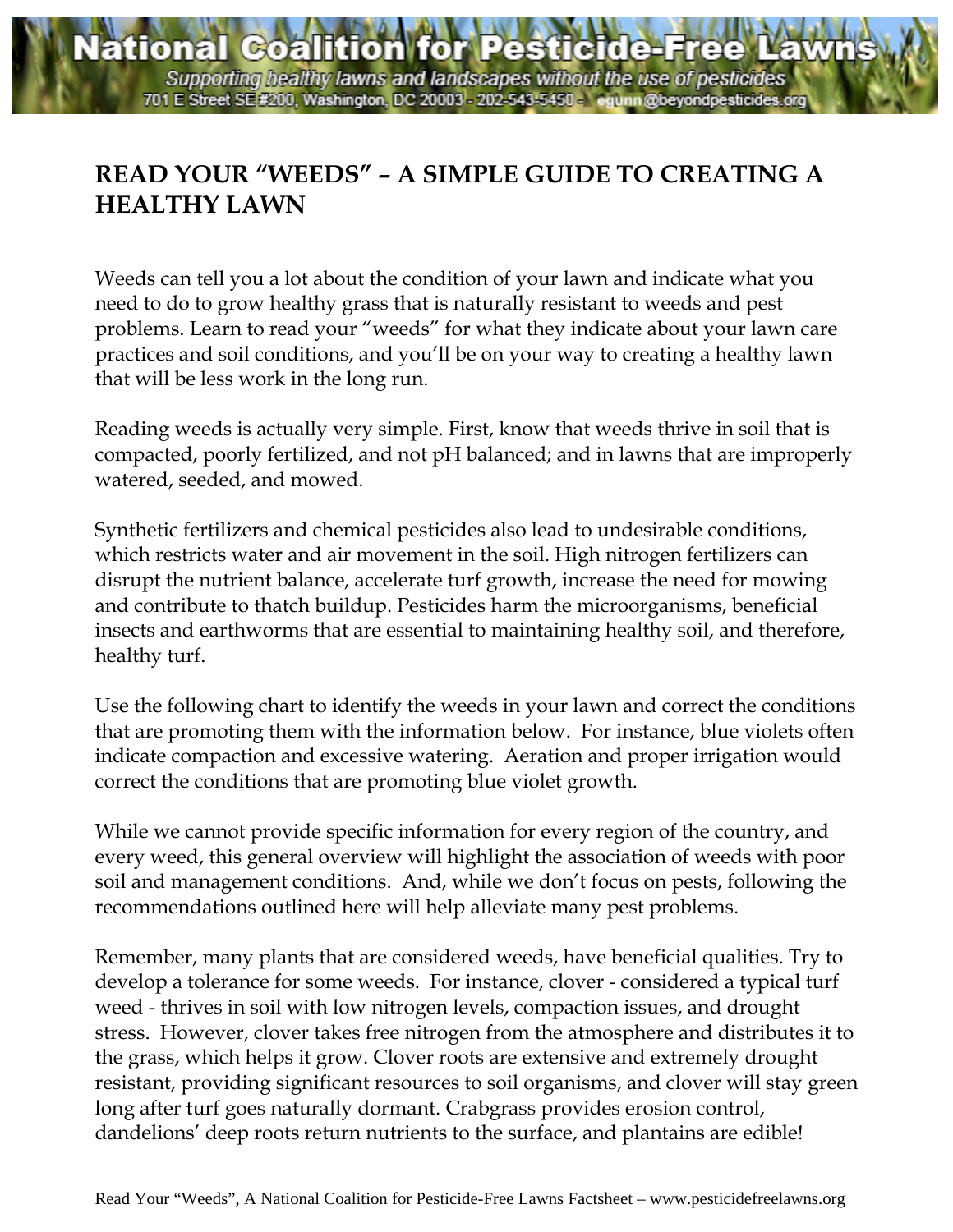National Coalition for Pesticide-Free Lawns

*Supporting healthy lawns and landscapes without the use of pesticides*

701 E Street SE #200, Washington, DC 20003 - 202-543-5450 - egunn@beyondpesticides.org

# READ YOUR "WEEDS" – A SIMPLE GUIDE TO CREATING A HEALTHY LAWN

Weeds can tell you a lot about the condition of your lawn and indicate what you need to do to grow healthy grass that is naturally resistant to weeds and pest problems. Learn to read your "weeds" for what they indicate about your lawn care practices and soil conditions, and you'll be on your way to creating a healthy lawn that will be less work in the long run.

Reading weeds is actually very simple. First, know that weeds thrive in soil that is compacted, poorly fertilized, and not pH balanced; and in lawns that are improperly watered, seeded, and mowed.

Synthetic fertilizers and chemical pesticides also lead to undesirable conditions, which restricts water and air movement in the soil. High nitrogen fertilizers can disrupt the nutrient balance, accelerate turf growth, increase the need for mowing and contribute to thatch buildup. Pesticides harm the microorganisms, beneficial insects and earthworms that are essential to maintaining healthy soil, and therefore, healthy turf.

Use the following chart to identify the weeds in your lawn and correct the conditions that are promoting them with the information below. For instance, blue violets often indicate compaction and excessive watering. Aeration and proper irrigation would correct the conditions that are promoting blue violet growth.

While we cannot provide specific information for every region of the country, and every weed, this general overview will highlight the association of weeds with poor soil and management conditions. And, while we don't focus on pests, following the recommendations outlined here will help alleviate many pest problems.

Remember, many plants that are considered weeds, have beneficial qualities. Try to develop a tolerance for some weeds. For instance, clover - considered a typical turf weed - thrives in soil with low nitrogen levels, compaction issues, and drought stress. However, clover takes free nitrogen from the atmosphere and distributes it to the grass, which helps it grow. Clover roots are extensive and extremely drought resistant, providing significant resources to soil organisms, and clover will stay green long after turf goes naturally dormant. Crabgrass provides erosion control, dandelions' deep roots return nutrients to the surface, and plantains are edible!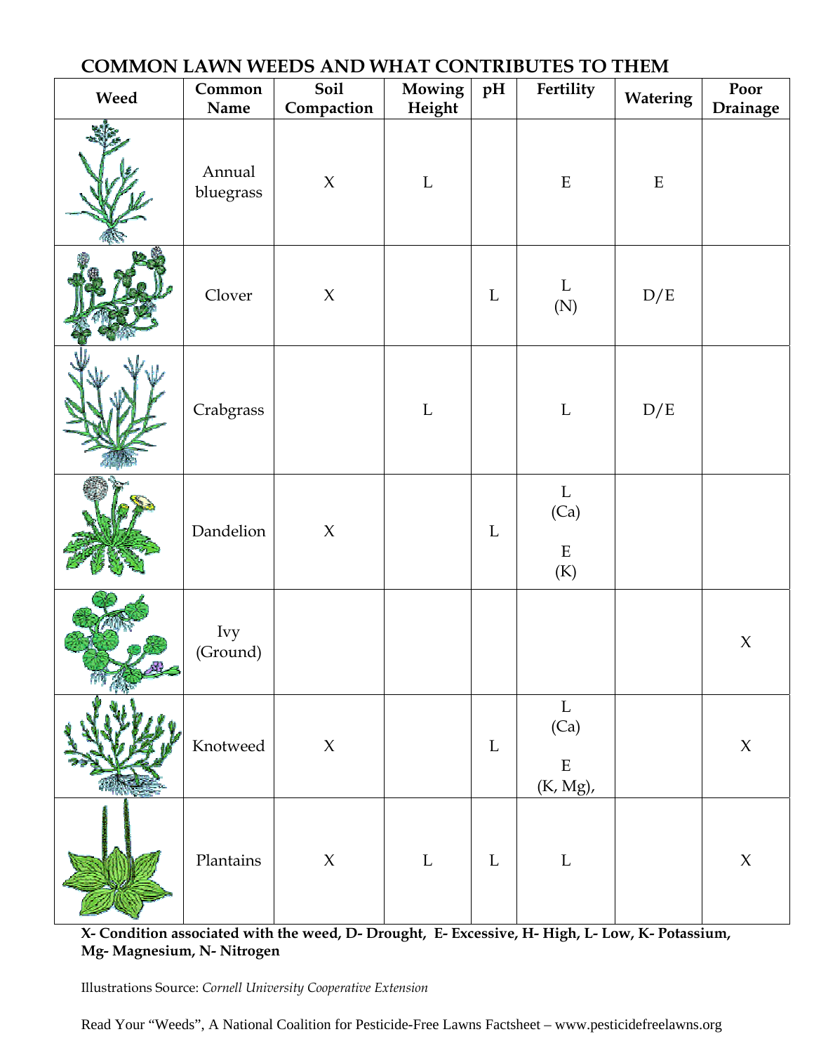## COMMON LAWN WEEDS AND WHAT CONTRIBUTES TO THEM

| Weed | Common Name | Soil Compaction | Mowing Height | pH | Fertility | Watering | Poor Drainage |
|---|---|---|---|---|---|---|---|
| | Annual bluegrass | X | L | | E | E | |
| | Clover | X | | L | L (N) | D/E | |
| | Crabgrass | | L | | L | D/E | |
| | Dandelion | X | | L | L (Ca) E (K) | | |
| | Ivy (Ground) | | | | | | X |
| | Knotweed | X | | L | L (Ca) E (K, Mg), | | X |
| | Plantains | X | L | L | L | | X |

**X- Condition associated with the weed, D- Drought, E- Excessive, H- High, L- Low, K- Potassium, Mg- Magnesium, N- Nitrogen**

Illustrations Source: *Cornell University Cooperative Extension*

Read Your "Weeds", A National Coalition for Pesticide-Free Lawns Factsheet – www.pesticidefreelawns.org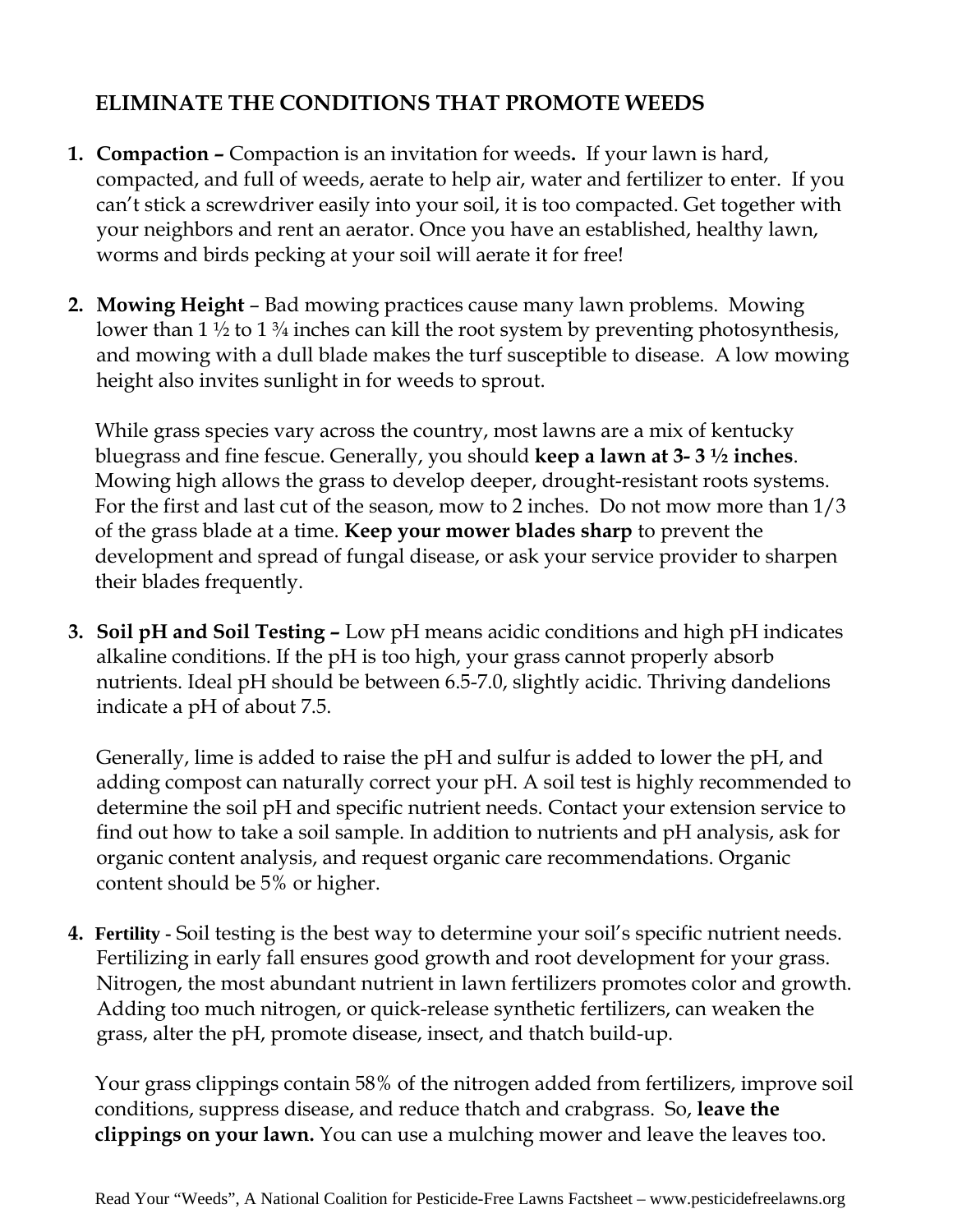## ELIMINATE THE CONDITIONS THAT PROMOTE WEEDS

1. **Compaction –** Compaction is an invitation for weeds**.** If your lawn is hard, compacted, and full of weeds, aerate to help air, water and fertilizer to enter. If you can't stick a screwdriver easily into your soil, it is too compacted. Get together with your neighbors and rent an aerator. Once you have an established, healthy lawn, worms and birds pecking at your soil will aerate it for free!

2. **Mowing Height** – Bad mowing practices cause many lawn problems. Mowing lower than 1 ½ to 1 ¾ inches can kill the root system by preventing photosynthesis, and mowing with a dull blade makes the turf susceptible to disease. A low mowing height also invites sunlight in for weeds to sprout.

   While grass species vary across the country, most lawns are a mix of kentucky bluegrass and fine fescue. Generally, you should **keep a lawn at 3- 3 ½ inches**. Mowing high allows the grass to develop deeper, drought-resistant roots systems. For the first and last cut of the season, mow to 2 inches. Do not mow more than 1/3 of the grass blade at a time. **Keep your mower blades sharp** to prevent the development and spread of fungal disease, or ask your service provider to sharpen their blades frequently.

3. **Soil pH and Soil Testing –** Low pH means acidic conditions and high pH indicates alkaline conditions. If the pH is too high, your grass cannot properly absorb nutrients. Ideal pH should be between 6.5-7.0, slightly acidic. Thriving dandelions indicate a pH of about 7.5.

   Generally, lime is added to raise the pH and sulfur is added to lower the pH, and adding compost can naturally correct your pH. A soil test is highly recommended to determine the soil pH and specific nutrient needs. Contact your extension service to find out how to take a soil sample. In addition to nutrients and pH analysis, ask for organic content analysis, and request organic care recommendations. Organic content should be 5% or higher.

4. **Fertility -** Soil testing is the best way to determine your soil's specific nutrient needs. Fertilizing in early fall ensures good growth and root development for your grass. Nitrogen, the most abundant nutrient in lawn fertilizers promotes color and growth. Adding too much nitrogen, or quick-release synthetic fertilizers, can weaken the grass, alter the pH, promote disease, insect, and thatch build-up.

   Your grass clippings contain 58% of the nitrogen added from fertilizers, improve soil conditions, suppress disease, and reduce thatch and crabgrass. So, **leave the clippings on your lawn.** You can use a mulching mower and leave the leaves too.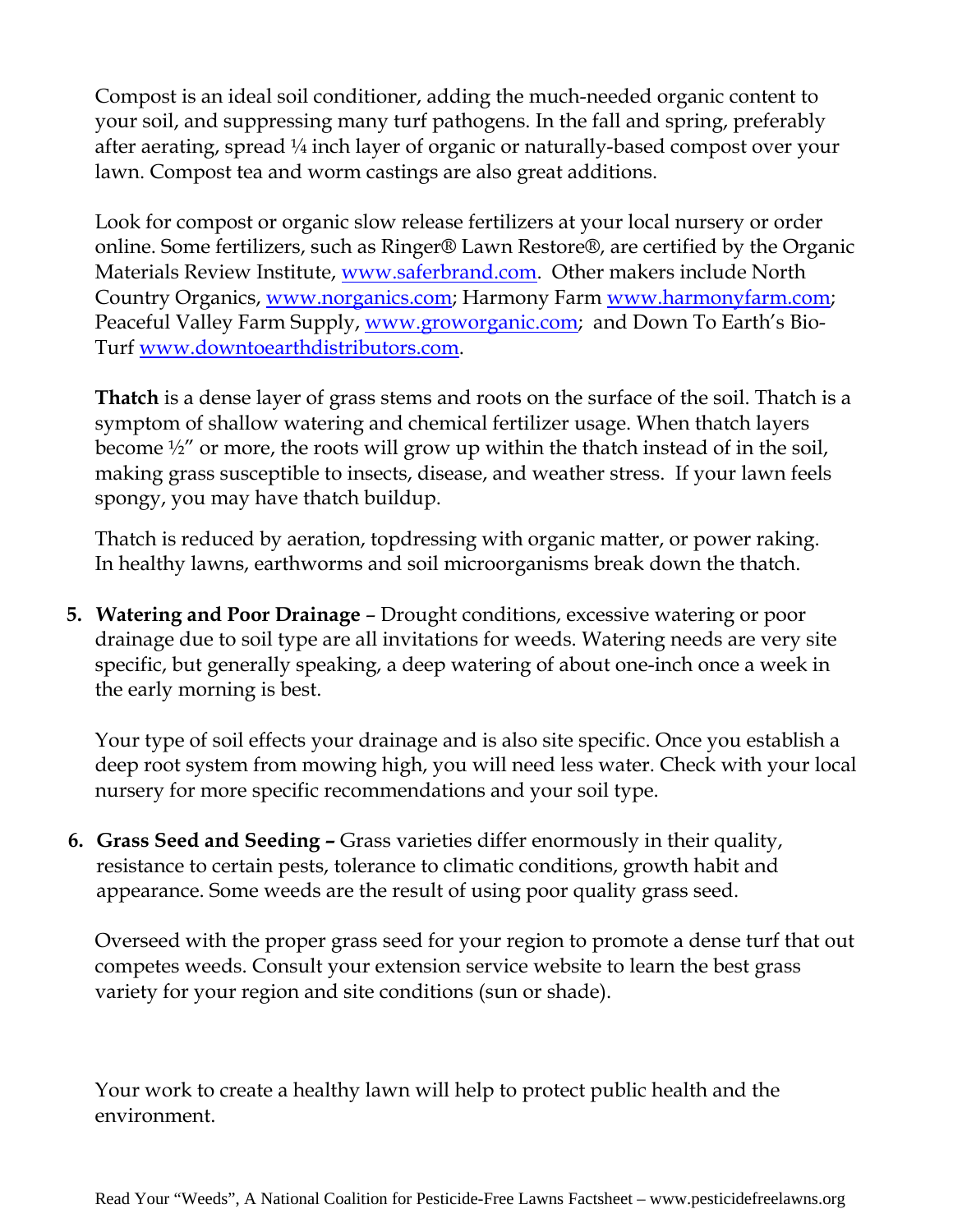Compost is an ideal soil conditioner, adding the much-needed organic content to your soil, and suppressing many turf pathogens. In the fall and spring, preferably after aerating, spread ¼ inch layer of organic or naturally-based compost over your lawn. Compost tea and worm castings are also great additions.

Look for compost or organic slow release fertilizers at your local nursery or order online. Some fertilizers, such as Ringer® Lawn Restore®, are certified by the Organic Materials Review Institute, www.saferbrand.com. Other makers include North Country Organics, www.norganics.com; Harmony Farm www.harmonyfarm.com; Peaceful Valley Farm Supply, www.groworganic.com; and Down To Earth's Bio-Turf www.downtoearthdistributors.com.

**Thatch** is a dense layer of grass stems and roots on the surface of the soil. Thatch is a symptom of shallow watering and chemical fertilizer usage. When thatch layers become ½" or more, the roots will grow up within the thatch instead of in the soil, making grass susceptible to insects, disease, and weather stress. If your lawn feels spongy, you may have thatch buildup.

Thatch is reduced by aeration, topdressing with organic matter, or power raking. In healthy lawns, earthworms and soil microorganisms break down the thatch.

5. **Watering and Poor Drainage** – Drought conditions, excessive watering or poor drainage due to soil type are all invitations for weeds. Watering needs are very site specific, but generally speaking, a deep watering of about one-inch once a week in the early morning is best.

   Your type of soil effects your drainage and is also site specific. Once you establish a deep root system from mowing high, you will need less water. Check with your local nursery for more specific recommendations and your soil type.

6. **Grass Seed and Seeding –** Grass varieties differ enormously in their quality, resistance to certain pests, tolerance to climatic conditions, growth habit and appearance. Some weeds are the result of using poor quality grass seed.

   Overseed with the proper grass seed for your region to promote a dense turf that out competes weeds. Consult your extension service website to learn the best grass variety for your region and site conditions (sun or shade).

Your work to create a healthy lawn will help to protect public health and the environment.